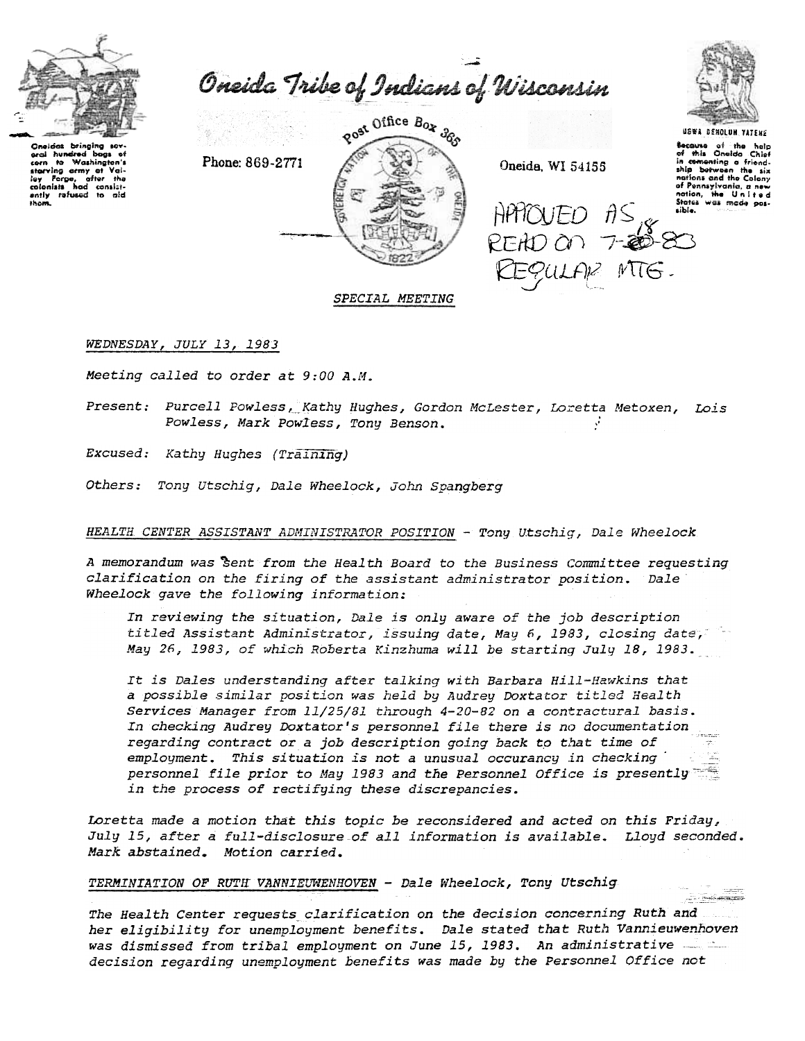Oneidas bringing several hundred bags of corn to Washington's starving army at Valley Forge, after the colonists had consistently refused to aid them.

# Oneida Tribe of Indians of Wisconsin

Phone: 869-2771

Post Office Box 365

Oneida, WI 54155

UGWA DEHOLUN YATEHE

Because of the help of this Oneida Chief in cementing a friendship between the six nations and the Colony of Pennsylvania, a new nation, the United States was made possible.

APPROVED AS READ ON 7-18-83 REGULAR MTG.

*SPECIAL MEETING*

*WEDNESDAY, JULY 13, 1983*

*Meeting called to order at 9:00 A.M.*

*Present: Purcell Powless, Kathy Hughes, Gordon McLester, Loretta Metoxen, Lois Powless, Mark Powless, Tony Benson.*

*Excused: Kathy Hughes (Training)*

*Others: Tony Utschig, Dale Wheelock, John Spangberg*

*HEALTH CENTER ASSISTANT ADMINISTRATOR POSITION - Tony Utschig, Dale Wheelock*

*A memorandum was sent from the Health Board to the Business Committee requesting clarification on the firing of the assistant administrator position. Dale Wheelock gave the following information:*

> *In reviewing the situation, Dale is only aware of the job description titled Assistant Administrator, issuing date, May 6, 1983, closing date, May 26, 1983, of which Roberta Kinzhuma will be starting July 18, 1983.*
>
> *It is Dales understanding after talking with Barbara Hill-Hawkins that a possible similar position was held by Audrey Doxtator titled Health Services Manager from 11/25/81 through 4-20-82 on a contractural basis. In checking Audrey Doxtator's personnel file there is no documentation regarding contract or a job description going back to that time of employment. This situation is not a unusual occurancy in checking personnel file prior to May 1983 and the Personnel Office is presently in the process of rectifying these discrepancies.*

*Loretta made a motion that this topic be reconsidered and acted on this Friday, July 15, after a full-disclosure of all information is available. Lloyd seconded. Mark abstained. Motion carried.*

*TERMINIATION OF RUTH VANNIEUWENHOVEN - Dale Wheelock, Tony Utschig*

*The Health Center requests clarification on the decision concerning Ruth and her eligibility for unemployment benefits. Dale stated that Ruth Vannieuwenhoven was dismissed from tribal employment on June 15, 1983. An administrative decision regarding unemployment benefits was made by the Personnel Office not*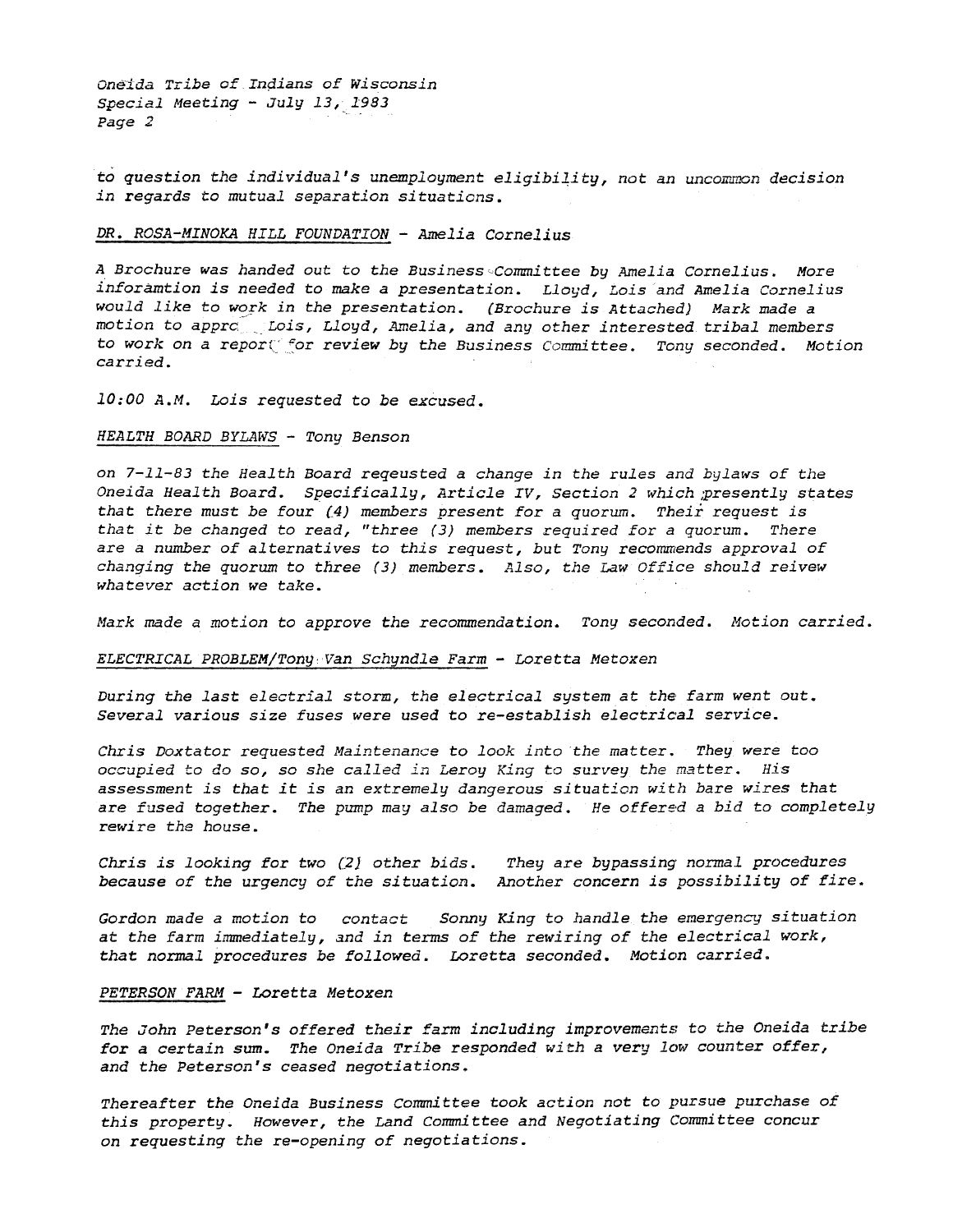*to question the individual's unemployment eligibility, not an uncommon decision in regards to mutual separation situations.*

*DR. ROSA-MINOKA HILL FOUNDATION - Amelia Cornelius*

*A Brochure was handed out to the Business Committee by Amelia Cornelius. More inforamtion is needed to make a presentation. Lloyd, Lois and Amelia Cornelius would like to work in the presentation. (Brochure is Attached) Mark made a motion to appro Lois, Lloyd, Amelia, and any other interested tribal members to work on a report for review by the Business Committee. Tony seconded. Motion carried.*

*10:00 A.M. Lois requested to be excused.*

*HEALTH BOARD BYLAWS - Tony Benson*

*on 7-11-83 the Health Board reqeusted a change in the rules and bylaws of the Oneida Health Board. Specifically, Article IV, Section 2 which presently states that there must be four (4) members present for a quorum. Their request is that it be changed to read, "three (3) members required for a quorum. There are a number of alternatives to this request, but Tony recommends approval of changing the quorum to three (3) members. Also, the Law Office should reivew whatever action we take.*

*Mark made a motion to approve the recommendation. Tony seconded. Motion carried.*

*ELECTRICAL PROBLEM/Tony Van Schyndle Farm - Loretta Metoxen*

*During the last electrial storm, the electrical system at the farm went out. Several various size fuses were used to re-establish electrical service.*

*Chris Doxtator requested Maintenance to look into the matter. They were too occupied to do so, so she called in Leroy King to survey the matter. His assessment is that it is an extremely dangerous situation with bare wires that are fused together. The pump may also be damaged. He offered a bid to completely rewire the house.*

*Chris is looking for two (2) other bids. They are bypassing normal procedures because of the urgency of the situation. Another concern is possibility of fire.*

*Gordon made a motion to contact Sonny King to handle the emergency situation at the farm immediately, and in terms of the rewiring of the electrical work, that normal procedures be followed. Loretta seconded. Motion carried.*

*PETERSON FARM - Loretta Metoxen*

*The John Peterson's offered their farm including improvements to the Oneida tribe for a certain sum. The Oneida Tribe responded with a very low counter offer, and the Peterson's ceased negotiations.*

*Thereafter the Oneida Business Committee took action not to pursue purchase of this property. However, the Land Committee and Negotiating Committee concur on requesting the re-opening of negotiations.*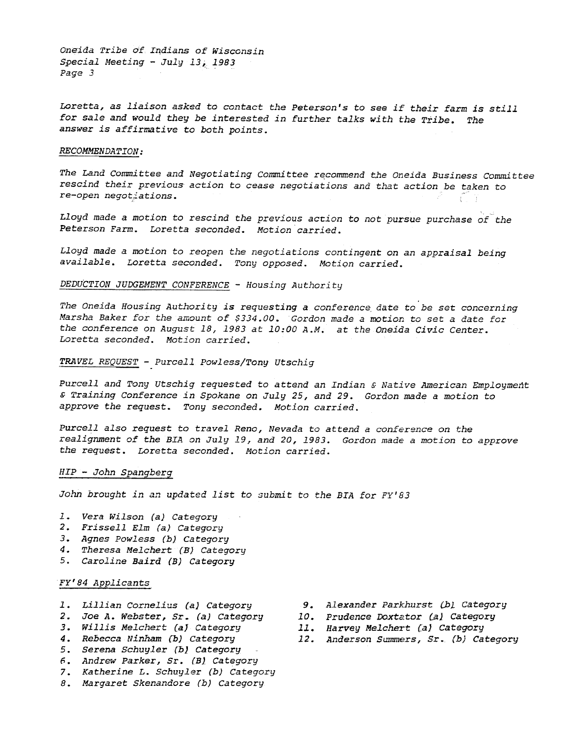Loretta, as liaison asked to contact the Peterson's to see if their farm is still for sale and would they be interested in further talks with the Tribe. The answer is affirmative to both points.

RECOMMENDATION:

The Land Committee and Negotiating Committee recommend the Oneida Business Committee rescind their previous action to cease negotiations and that action be taken to re-open negotiations.

Lloyd made a motion to rescind the previous action to not pursue purchase of the Peterson Farm. Loretta seconded. Motion carried.

Lloyd made a motion to reopen the negotiations contingent on an appraisal being available. Loretta seconded. Tony opposed. Motion carried.

DEDUCTION JUDGEMENT CONFERENCE - Housing Authority

The Oneida Housing Authority is requesting a conference date to be set concerning Marsha Baker for the amount of $334.00. Gordon made a motion to set a date for the conference on August 18, 1983 at 10:00 A.M. at the Oneida Civic Center. Loretta seconded. Motion carried.

TRAVEL REQUEST - Purcell Powless/Tony Utschig

Purcell and Tony Utschig requested to attend an Indian & Native American Employment & Training Conference in Spokane on July 25, and 29. Gordon made a motion to approve the request. Tony seconded. Motion carried.

Purcell also request to travel Reno, Nevada to attend a conference on the realignment of the BIA on July 19, and 20, 1983. Gordon made a motion to approve the request. Loretta seconded. Motion carried.

HIP - John Spangberg

John brought in an updated list to submit to the BIA for FY'83

1. Vera Wilson (a) Category
2. Frissell Elm (a) Category
3. Agnes Powless (b) Category
4. Theresa Melchert (B) Category
5. Caroline Baird (B) Category

FY'84 Applicants

1. Lillian Cornelius (a) Category
2. Joe A. Webster, Sr. (a) Category
3. Willis Melchert (a) Category
4. Rebecca Ninham (b) Category
5. Serena Schuyler (b) Category
6. Andrew Parker, Sr. (B) Category
7. Katherine L. Schuyler (b) Category
8. Margaret Skenandore (b) Category
9. Alexander Parkhurst (b) Category
10. Prudence Doxtator (a) Category
11. Harvey Melchert (a) Category
12. Anderson Summers, Sr. (b) Category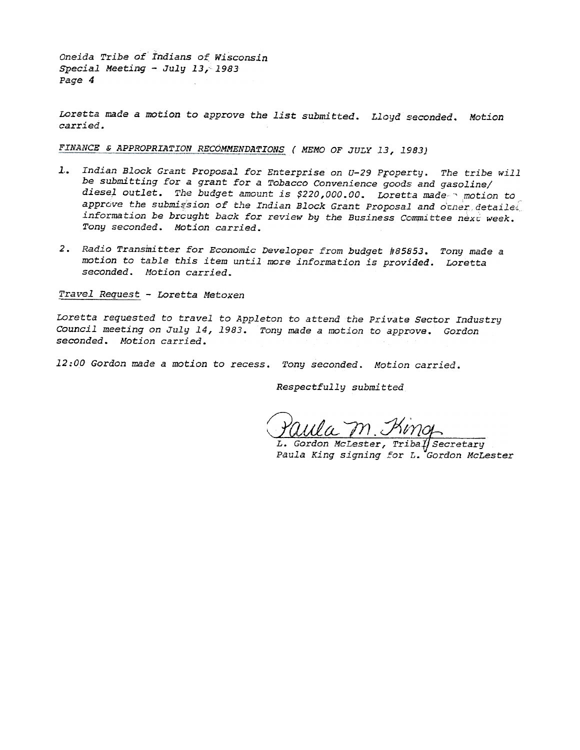Oneida Tribe of Indians of Wisconsin
Special Meeting - July 13, 1983
Page 4

Loretta made a motion to approve the list submitted. Lloyd seconded. Motion carried.

FINANCE & APPROPRIATION RECOMMENDATIONS ( MEMO OF JULY 13, 1983)

1. Indian Block Grant Proposal for Enterprise on U-29 Property. The tribe will be submitting for a grant for a Tobacco Convenience goods and gasoline/ diesel outlet. The budget amount is $220,000.00. Loretta made a motion to approve the submission of the Indian Block Grant Proposal and other detailed information be brought back for review by the Business Committee next week. Tony seconded. Motion carried.

2. Radio Transmitter for Economic Developer from budget #85853. Tony made a motion to table this item until more information is provided. Loretta seconded. Motion carried.

Travel Request - Loretta Metoxen

Loretta requested to travel to Appleton to attend the Private Sector Industry Council meeting on July 14, 1983. Tony made a motion to approve. Gordon seconded. Motion carried.

12:00 Gordon made a motion to recess. Tony seconded. Motion carried.

Respectfully submitted

Paula M. King

L. Gordon McLester, Tribal Secretary
Paula King signing for L. Gordon McLester